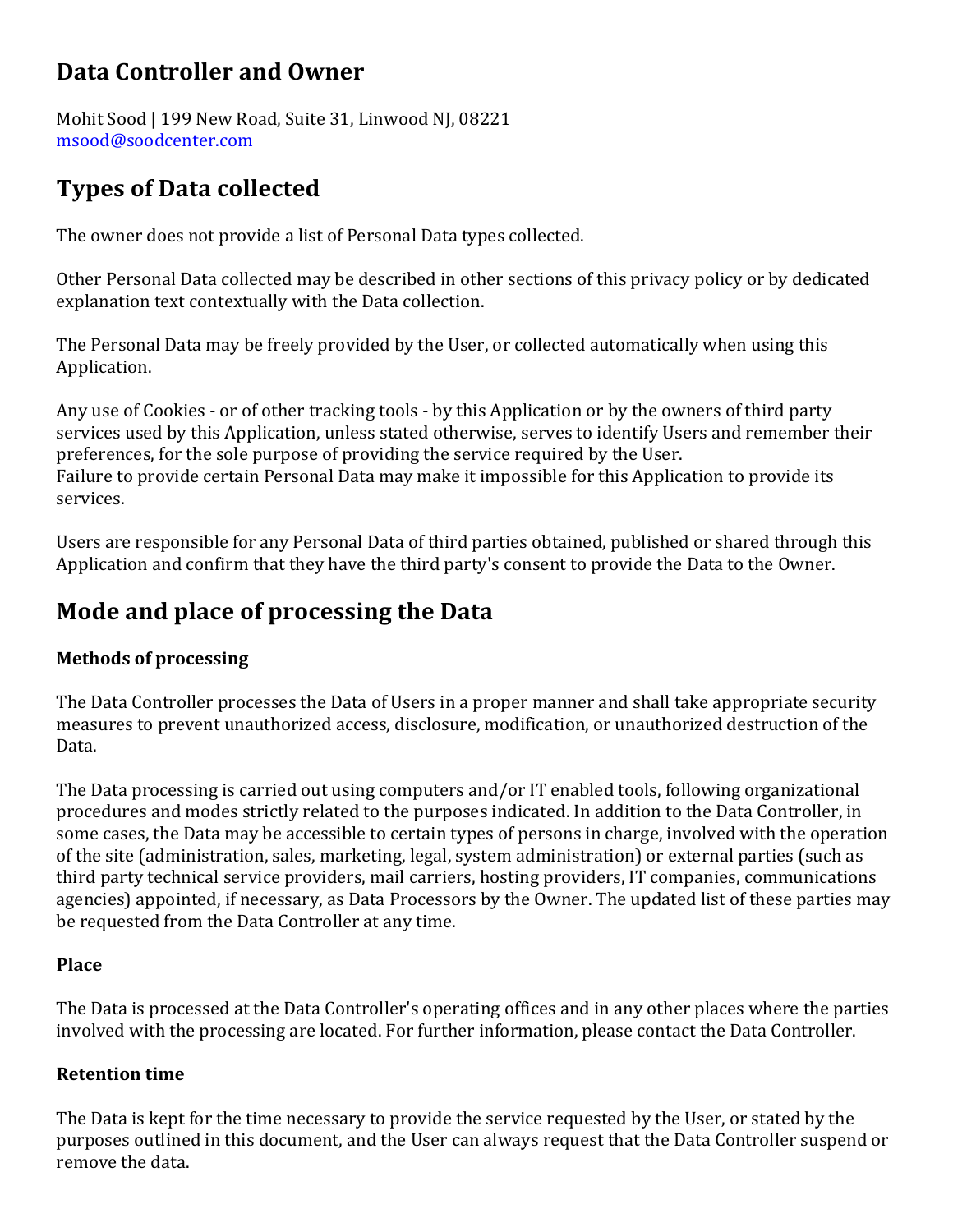## Data Controller and Owner

Mohit Sood | 199 New Road, Suite 31, Linwood NJ, 08221
msood@soodcenter.com

## Types of Data collected

The owner does not provide a list of Personal Data types collected.

Other Personal Data collected may be described in other sections of this privacy policy or by dedicated explanation text contextually with the Data collection.

The Personal Data may be freely provided by the User, or collected automatically when using this Application.

Any use of Cookies - or of other tracking tools - by this Application or by the owners of third party services used by this Application, unless stated otherwise, serves to identify Users and remember their preferences, for the sole purpose of providing the service required by the User.
Failure to provide certain Personal Data may make it impossible for this Application to provide its services.

Users are responsible for any Personal Data of third parties obtained, published or shared through this Application and confirm that they have the third party's consent to provide the Data to the Owner.

## Mode and place of processing the Data

### Methods of processing

The Data Controller processes the Data of Users in a proper manner and shall take appropriate security measures to prevent unauthorized access, disclosure, modification, or unauthorized destruction of the Data.

The Data processing is carried out using computers and/or IT enabled tools, following organizational procedures and modes strictly related to the purposes indicated. In addition to the Data Controller, in some cases, the Data may be accessible to certain types of persons in charge, involved with the operation of the site (administration, sales, marketing, legal, system administration) or external parties (such as third party technical service providers, mail carriers, hosting providers, IT companies, communications agencies) appointed, if necessary, as Data Processors by the Owner. The updated list of these parties may be requested from the Data Controller at any time.

### Place

The Data is processed at the Data Controller's operating offices and in any other places where the parties involved with the processing are located. For further information, please contact the Data Controller.

### Retention time

The Data is kept for the time necessary to provide the service requested by the User, or stated by the purposes outlined in this document, and the User can always request that the Data Controller suspend or remove the data.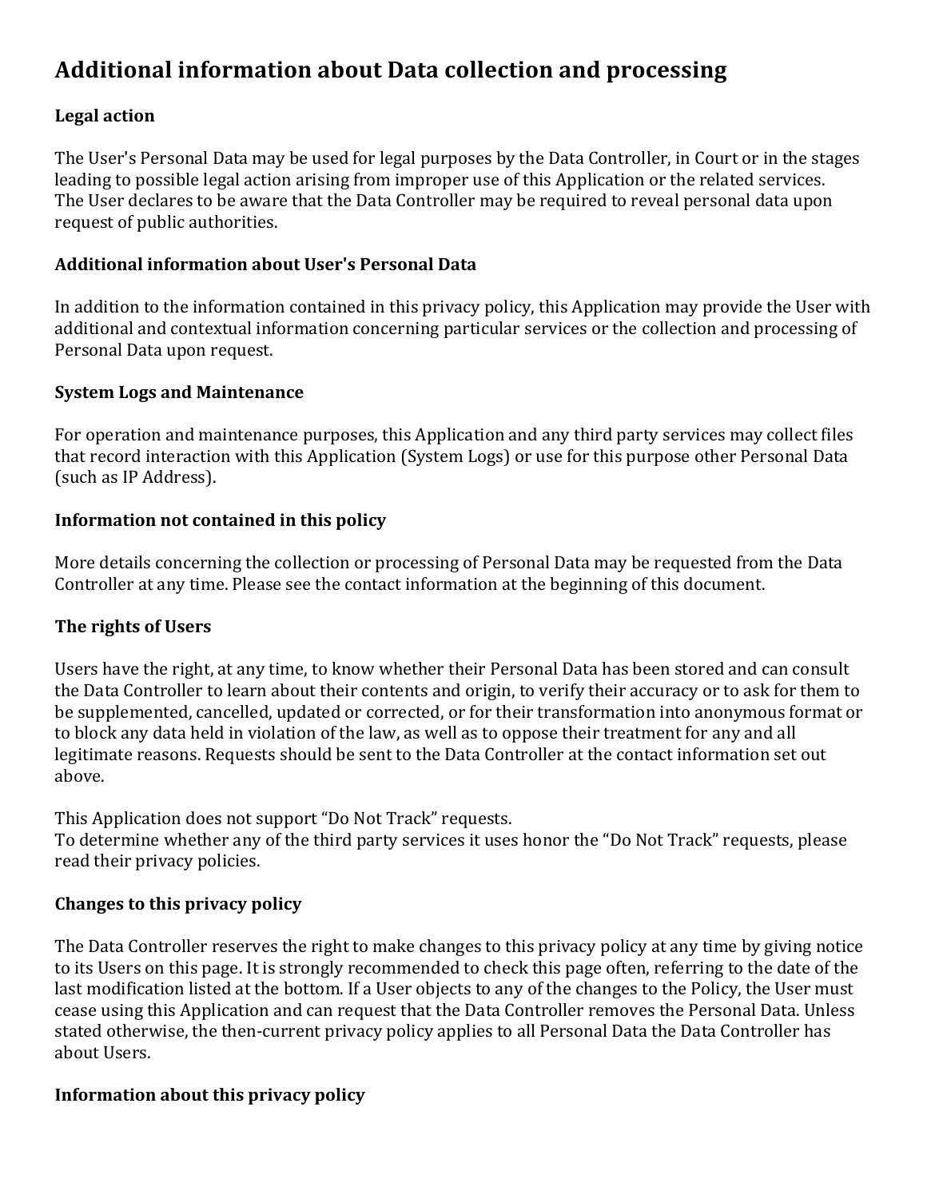## Additional information about Data collection and processing

### Legal action

The User's Personal Data may be used for legal purposes by the Data Controller, in Court or in the stages leading to possible legal action arising from improper use of this Application or the related services.
The User declares to be aware that the Data Controller may be required to reveal personal data upon request of public authorities.

### Additional information about User's Personal Data

In addition to the information contained in this privacy policy, this Application may provide the User with additional and contextual information concerning particular services or the collection and processing of Personal Data upon request.

### System Logs and Maintenance

For operation and maintenance purposes, this Application and any third party services may collect files that record interaction with this Application (System Logs) or use for this purpose other Personal Data (such as IP Address).

### Information not contained in this policy

More details concerning the collection or processing of Personal Data may be requested from the Data Controller at any time. Please see the contact information at the beginning of this document.

### The rights of Users

Users have the right, at any time, to know whether their Personal Data has been stored and can consult the Data Controller to learn about their contents and origin, to verify their accuracy or to ask for them to be supplemented, cancelled, updated or corrected, or for their transformation into anonymous format or to block any data held in violation of the law, as well as to oppose their treatment for any and all legitimate reasons. Requests should be sent to the Data Controller at the contact information set out above.

This Application does not support “Do Not Track” requests.
To determine whether any of the third party services it uses honor the “Do Not Track” requests, please read their privacy policies.

### Changes to this privacy policy

The Data Controller reserves the right to make changes to this privacy policy at any time by giving notice to its Users on this page. It is strongly recommended to check this page often, referring to the date of the last modification listed at the bottom. If a User objects to any of the changes to the Policy, the User must cease using this Application and can request that the Data Controller removes the Personal Data. Unless stated otherwise, the then-current privacy policy applies to all Personal Data the Data Controller has about Users.

### Information about this privacy policy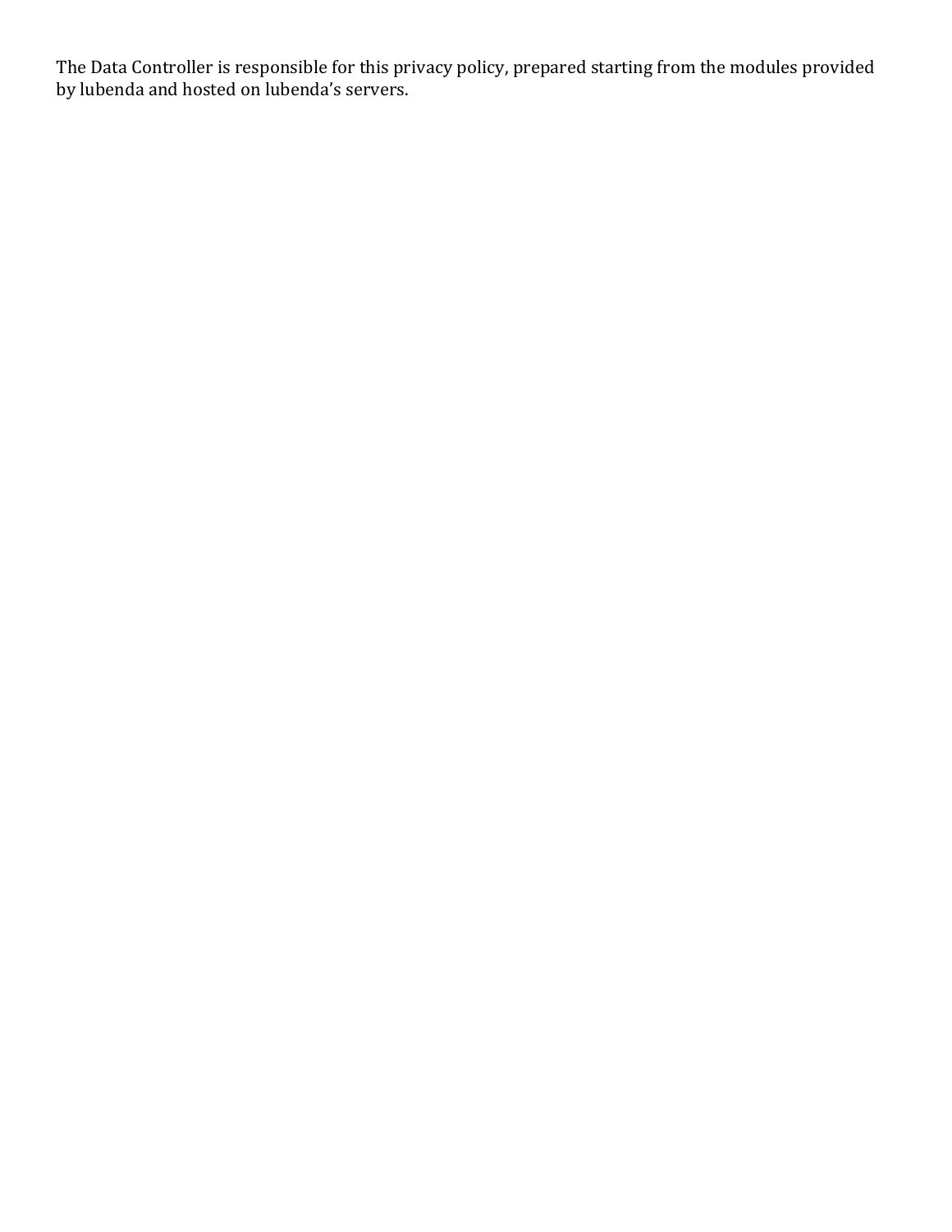The Data Controller is responsible for this privacy policy, prepared starting from the modules provided by lubenda and hosted on lubenda's servers.